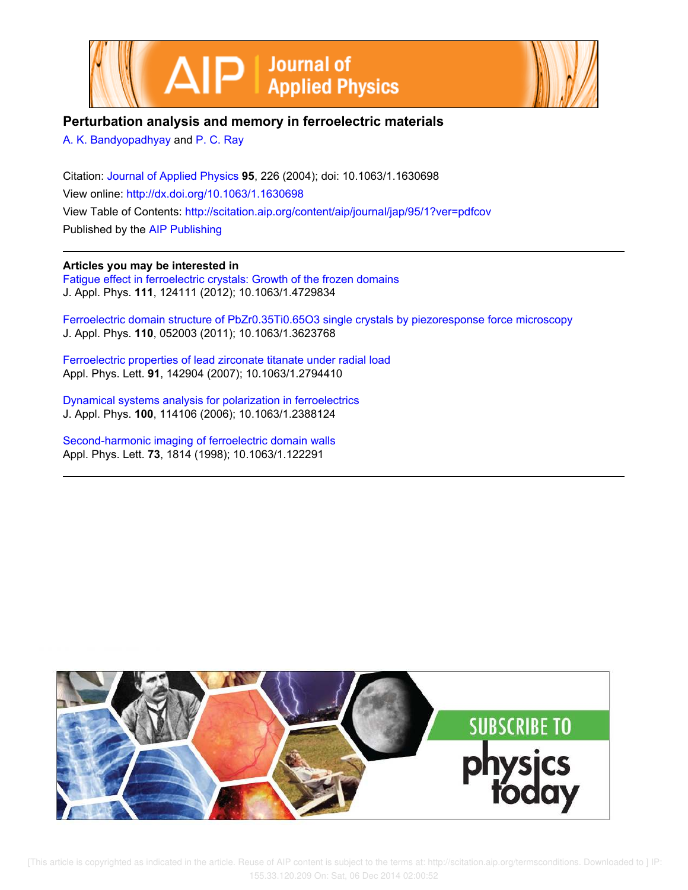# Perturbation analysis and memory in ferroelectric materials

A. K. Bandyopadhyay and P. C. Ray

Citation: Journal of Applied Physics **95**, 226 (2004); doi: 10.1063/1.1630698

View online: http://dx.doi.org/10.1063/1.1630698

View Table of Contents: http://scitation.aip.org/content/aip/journal/jap/95/1?ver=pdfcov

Published by the AIP Publishing

**Articles you may be interested in**

Fatigue effect in ferroelectric crystals: Growth of the frozen domains
J. Appl. Phys. **111**, 124111 (2012); 10.1063/1.4729834

Ferroelectric domain structure of PbZr0.35Ti0.65O3 single crystals by piezoresponse force microscopy
J. Appl. Phys. **110**, 052003 (2011); 10.1063/1.3623768

Ferroelectric properties of lead zirconate titanate under radial load
Appl. Phys. Lett. **91**, 142904 (2007); 10.1063/1.2794410

Dynamical systems analysis for polarization in ferroelectrics
J. Appl. Phys. **100**, 114106 (2006); 10.1063/1.2388124

Second-harmonic imaging of ferroelectric domain walls
Appl. Phys. Lett. **73**, 1814 (1998); 10.1063/1.122291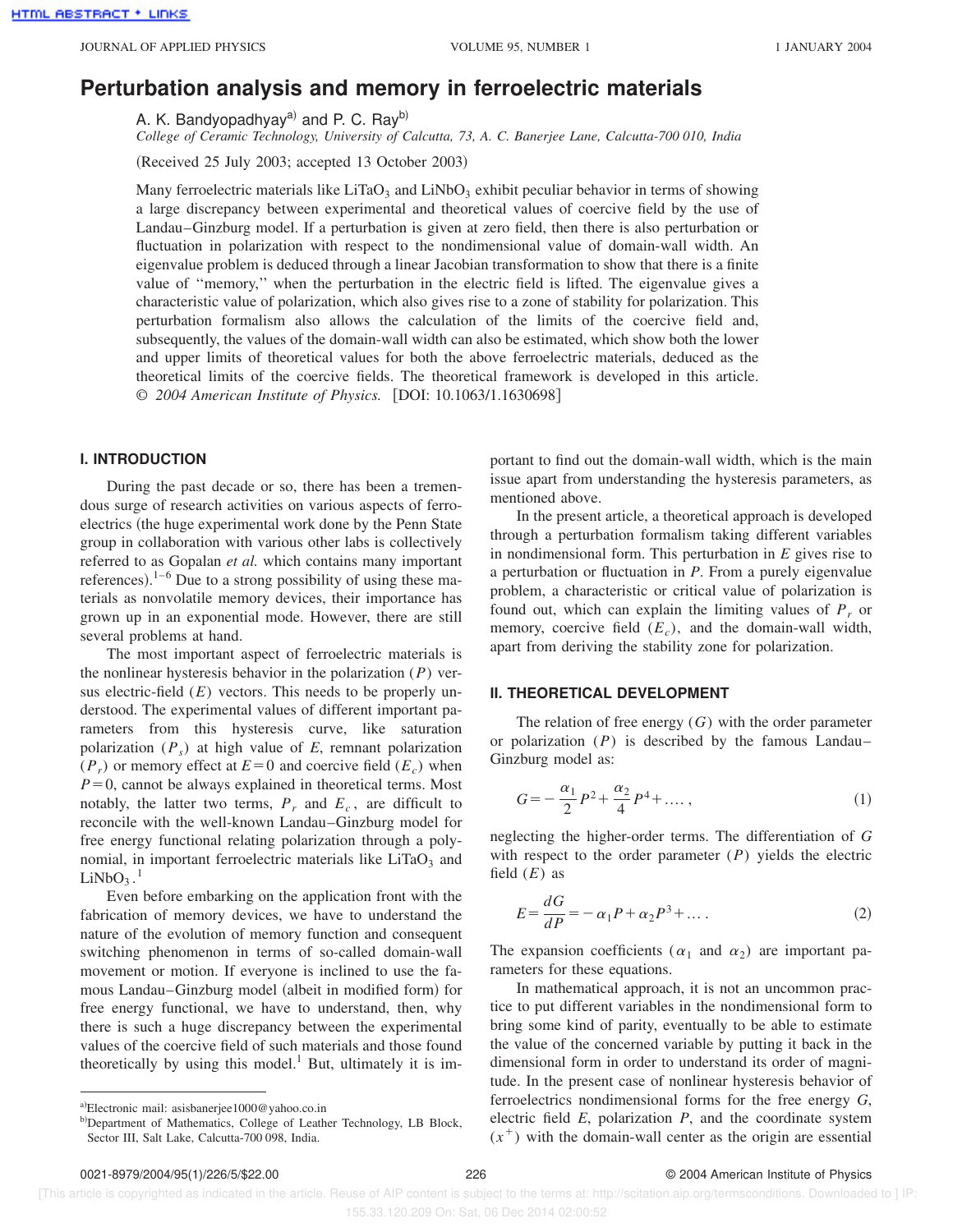# Perturbation analysis and memory in ferroelectric materials

A. K. Bandyopadhyay[a] and P. C. Ray[b]

*College of Ceramic Technology, University of Calcutta, 73, A. C. Banerjee Lane, Calcutta-700 010, India*

(Received 25 July 2003; accepted 13 October 2003)

Many ferroelectric materials like $LiTaO_3$ and $LiNbO_3$ exhibit peculiar behavior in terms of showing a large discrepancy between experimental and theoretical values of coercive field by the use of Landau–Ginzburg model. If a perturbation is given at zero field, then there is also perturbation or fluctuation in polarization with respect to the nondimensional value of domain-wall width. An eigenvalue problem is deduced through a linear Jacobian transformation to show that there is a finite value of "memory," when the perturbation in the electric field is lifted. The eigenvalue gives a characteristic value of polarization, which also gives rise to a zone of stability for polarization. This perturbation formalism also allows the calculation of the limits of the coercive field and, subsequently, the values of the domain-wall width can also be estimated, which show both the lower and upper limits of theoretical values for both the above ferroelectric materials, deduced as the theoretical limits of the coercive fields. The theoretical framework is developed in this article. © *2004 American Institute of Physics.* [DOI: 10.1063/1.1630698]

## I. INTRODUCTION

During the past decade or so, there has been a tremendous surge of research activities on various aspects of ferroelectrics (the huge experimental work done by the Penn State group in collaboration with various other labs is collectively referred to as Gopalan *et al.* which contains many important references).[1–6] Due to a strong possibility of using these materials as nonvolatile memory devices, their importance has grown up in an exponential mode. However, there are still several problems at hand.

The most important aspect of ferroelectric materials is the nonlinear hysteresis behavior in the polarization ($P$) versus electric-field ($E$) vectors. This needs to be properly understood. The experimental values of different important parameters from this hysteresis curve, like saturation polarization ($P_s$) at high value of $E$, remnant polarization ($P_r$) or memory effect at $E=0$ and coercive field ($E_c$) when $P=0$, cannot be always explained in theoretical terms. Most notably, the latter two terms, $P_r$ and $E_c$, are difficult to reconcile with the well-known Landau–Ginzburg model for free energy functional relating polarization through a polynomial, in important ferroelectric materials like $LiTaO_3$ and $LiNbO_3$.[1]

Even before embarking on the application front with the fabrication of memory devices, we have to understand the nature of the evolution of memory function and consequent switching phenomenon in terms of so-called domain-wall movement or motion. If everyone is inclined to use the famous Landau–Ginzburg model (albeit in modified form) for free energy functional, we have to understand, then, why there is such a huge discrepancy between the experimental values of the coercive field of such materials and those found theoretically by using this model.[1] But, ultimately it is important to find out the domain-wall width, which is the main issue apart from understanding the hysteresis parameters, as mentioned above.

In the present article, a theoretical approach is developed through a perturbation formalism taking different variables in nondimensional form. This perturbation in $E$ gives rise to a perturbation or fluctuation in $P$. From a purely eigenvalue problem, a characteristic or critical value of polarization is found out, which can explain the limiting values of $P_r$ or memory, coercive field ($E_c$), and the domain-wall width, apart from deriving the stability zone for polarization.

## II. THEORETICAL DEVELOPMENT

The relation of free energy ($G$) with the order parameter or polarization ($P$) is described by the famous Landau–Ginzburg model as:

$$G=-\frac{\alpha_1}{2}P^2+\frac{\alpha_2}{4}P^4+\ldots, \tag{1}$$

neglecting the higher-order terms. The differentiation of $G$ with respect to the order parameter ($P$) yields the electric field ($E$) as

$$E=\frac{dG}{dP}=-\alpha_1 P+\alpha_2 P^3+\ldots. \tag{2}$$

The expansion coefficients ($\alpha_1$ and $\alpha_2$) are important parameters for these equations.

In mathematical approach, it is not an uncommon practice to put different variables in the nondimensional form to bring some kind of parity, eventually to be able to estimate the value of the concerned variable by putting it back in the dimensional form in order to understand its order of magnitude. In the present case of nonlinear hysteresis behavior of ferroelectrics nondimensional forms for the free energy $G$, electric field $E$, polarization $P$, and the coordinate system ($x^+$) with the domain-wall center as the origin are essential

---

[a]Electronic mail: asisbanerjee1000@yahoo.co.in

[b]Department of Mathematics, College of Leather Technology, LB Block, Sector III, Salt Lake, Calcutta-700 098, India.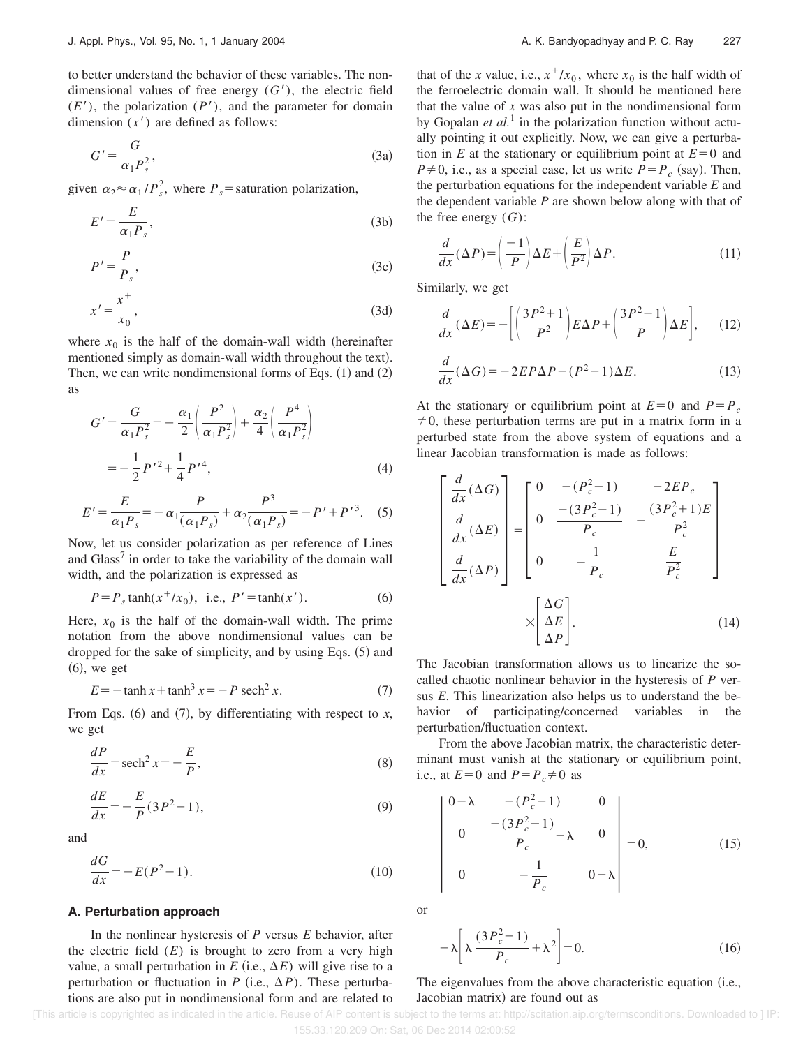to better understand the behavior of these variables. The nondimensional values of free energy ($G'$), the electric field ($E'$), the polarization ($P'$), and the parameter for domain dimension ($x'$) are defined as follows:

$$G' = \frac{G}{\alpha_1 P_s^2}, \tag{3a}$$

given $\alpha_2 \approx \alpha_1 / P_s^2$, where $P_s$ = saturation polarization,

$$E' = \frac{E}{\alpha_1 P_s}, \tag{3b}$$

$$P' = \frac{P}{P_s}, \tag{3c}$$

$$x' = \frac{x^+}{x_0}, \tag{3d}$$

where $x_0$ is the half of the domain-wall width (hereinafter mentioned simply as domain-wall width throughout the text). Then, we can write nondimensional forms of Eqs. (1) and (2) as

$$G' = \frac{G}{\alpha_1 P_s^2} = -\frac{\alpha_1}{2}\left(\frac{P^2}{\alpha_1 P_s^2}\right) + \frac{\alpha_2}{4}\left(\frac{P^4}{\alpha_1 P_s^2}\right)$$
$$= -\frac{1}{2}P'^2 + \frac{1}{4}P'^4, \tag{4}$$

$$E' = \frac{E}{\alpha_1 P_s} = -\alpha_1 \frac{P}{(\alpha_1 P_s)} + \alpha_2 \frac{P^3}{(\alpha_1 P_s)} = -P' + P'^3. \tag{5}$$

Now, let us consider polarization as per reference of Lines and Glass[7] in order to take the variability of the domain wall width, and the polarization is expressed as

$$P = P_s \tanh(x^+/x_0), \text{ i.e., } P' = \tanh(x'). \tag{6}$$

Here, $x_0$ is the half of the domain-wall width. The prime notation from the above nondimensional values can be dropped for the sake of simplicity, and by using Eqs. (5) and (6), we get

$$E = -\tanh x + \tanh^3 x = -P\,\text{sech}^2 x. \tag{7}$$

From Eqs. (6) and (7), by differentiating with respect to $x$, we get

$$\frac{dP}{dx} = \text{sech}^2 x = -\frac{E}{P}, \tag{8}$$

$$\frac{dE}{dx} = -\frac{E}{P}(3P^2 - 1), \tag{9}$$

and

$$\frac{dG}{dx} = -E(P^2 - 1). \tag{10}$$

### A. Perturbation approach

In the nonlinear hysteresis of $P$ versus $E$ behavior, after the electric field ($E$) is brought to zero from a very high value, a small perturbation in $E$ (i.e., $\Delta E$) will give rise to a perturbation or fluctuation in $P$ (i.e., $\Delta P$). These perturbations are also put in nondimensional form and are related to that of the $x$ value, i.e., $x^+/x_0$, where $x_0$ is the half width of the ferroelectric domain wall. It should be mentioned here that the value of $x$ was also put in the nondimensional form by Gopalan *et al.*[1] in the polarization function without actually pointing it out explicitly. Now, we can give a perturbation in $E$ at the stationary or equilibrium point at $E=0$ and $P \neq 0$, i.e., as a special case, let us write $P = P_c$ (say). Then, the perturbation equations for the independent variable $E$ and the dependent variable $P$ are shown below along with that of the free energy ($G$):

$$\frac{d}{dx}(\Delta P) = \left(\frac{-1}{P}\right)\Delta E + \left(\frac{E}{P^2}\right)\Delta P. \tag{11}$$

Similarly, we get

$$\frac{d}{dx}(\Delta E) = -\left[\left(\frac{3P^2+1}{P^2}\right)E\Delta P + \left(\frac{3P^2-1}{P}\right)\Delta E\right], \tag{12}$$

$$\frac{d}{dx}(\Delta G) = -2EP\Delta P - (P^2 - 1)\Delta E. \tag{13}$$

At the stationary or equilibrium point at $E=0$ and $P=P_c \neq 0$, these perturbation terms are put in a matrix form in a perturbed state from the above system of equations and a linear Jacobian transformation is made as follows:

$$\begin{bmatrix} \frac{d}{dx}(\Delta G) \\ \frac{d}{dx}(\Delta E) \\ \frac{d}{dx}(\Delta P) \end{bmatrix} = \begin{bmatrix} 0 & -(P_c^2-1) & -2EP_c \\ 0 & \frac{-(3P_c^2-1)}{P_c} & -\frac{(3P_c^2+1)E}{P_c^2} \\ 0 & -\frac{1}{P_c} & \frac{E}{P_c^2} \end{bmatrix} \times \begin{bmatrix} \Delta G \\ \Delta E \\ \Delta P \end{bmatrix}. \tag{14}$$

The Jacobian transformation allows us to linearize the so-called chaotic nonlinear behavior in the hysteresis of $P$ versus $E$. This linearization also helps us to understand the behavior of participating/concerned variables in the perturbation/fluctuation context.

From the above Jacobian matrix, the characteristic determinant must vanish at the stationary or equilibrium point, i.e., at $E=0$ and $P=P_c \neq 0$ as

$$\begin{vmatrix} 0-\lambda & -(P_c^2-1) & 0 \\ 0 & \frac{-(3P_c^2-1)}{P_c} - \lambda & 0 \\ 0 & -\frac{1}{P_c} & 0-\lambda \end{vmatrix} = 0, \tag{15}$$

or

$$-\lambda\left[\lambda \frac{(3P_c^2-1)}{P_c} + \lambda^2\right] = 0. \tag{16}$$

The eigenvalues from the above characteristic equation (i.e., Jacobian matrix) are found out as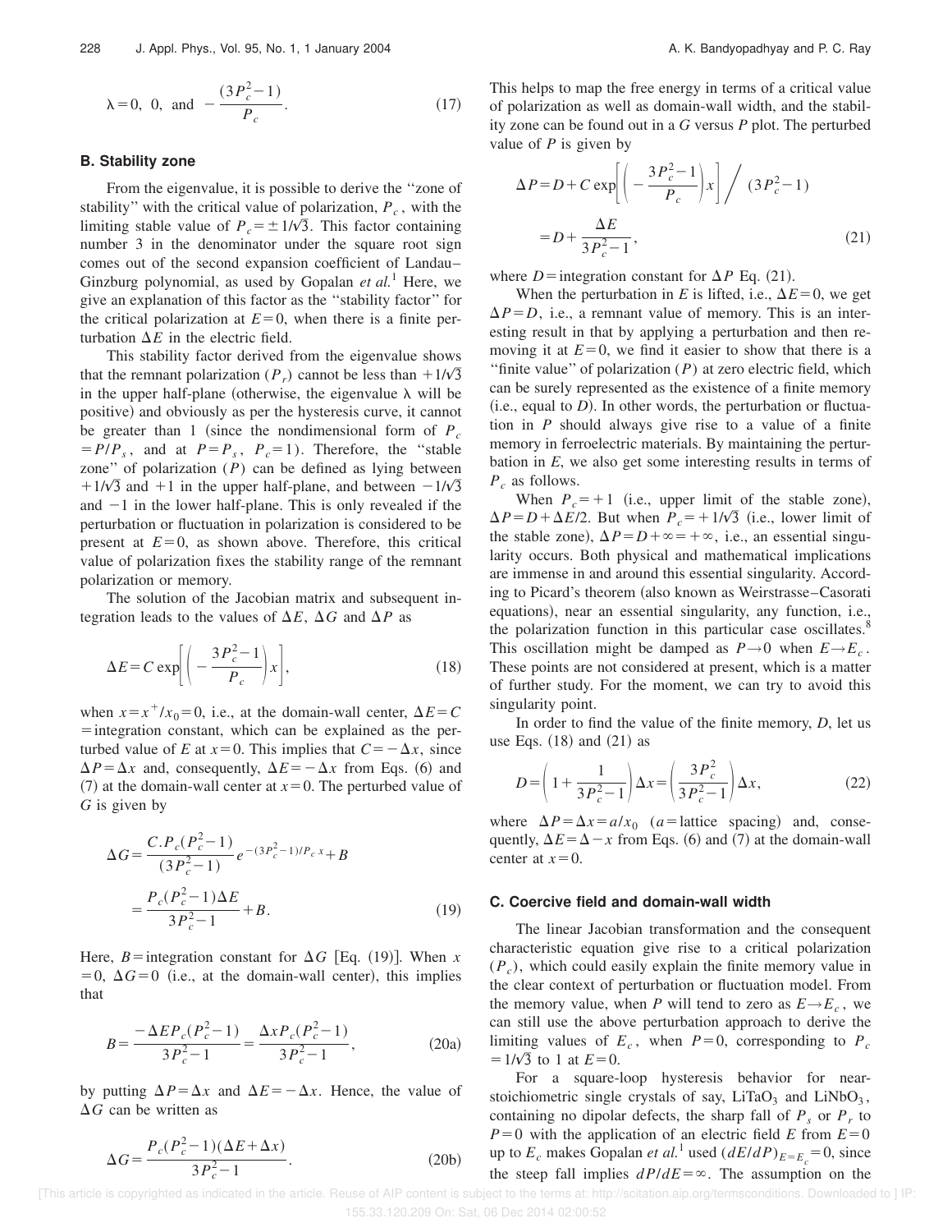$$\lambda = 0,\ 0,\ \text{and}\ -\frac{(3P_c^2-1)}{P_c}. \tag{17}$$

### B. Stability zone

From the eigenvalue, it is possible to derive the "zone of stability" with the critical value of polarization, $P_c$, with the limiting stable value of $P_c = \pm 1/\sqrt{3}$. This factor containing number 3 in the denominator under the square root sign comes out of the second expansion coefficient of Landau–Ginzburg polynomial, as used by Gopalan *et al.*[1] Here, we give an explanation of this factor as the "stability factor" for the critical polarization at $E=0$, when there is a finite perturbation $\Delta E$ in the electric field.

This stability factor derived from the eigenvalue shows that the remnant polarization $(P_r)$ cannot be less than $+1/\sqrt{3}$ in the upper half-plane (otherwise, the eigenvalue $\lambda$ will be positive) and obviously as per the hysteresis curve, it cannot be greater than 1 (since the nondimensional form of $P_c = P/P_s$, and at $P=P_s$, $P_c=1$). Therefore, the "stable zone" of polarization $(P)$ can be defined as lying between $+1/\sqrt{3}$ and $+1$ in the upper half-plane, and between $-1/\sqrt{3}$ and $-1$ in the lower half-plane. This is only revealed if the perturbation or fluctuation in polarization is considered to be present at $E=0$, as shown above. Therefore, this critical value of polarization fixes the stability range of the remnant polarization or memory.

The solution of the Jacobian matrix and subsequent integration leads to the values of $\Delta E$, $\Delta G$ and $\Delta P$ as

$$\Delta E = C \exp\left[\left(-\frac{3P_c^2-1}{P_c}\right)x\right], \tag{18}$$

when $x = x^+/x_0 = 0$, i.e., at the domain-wall center, $\Delta E = C$ = integration constant, which can be explained as the perturbed value of $E$ at $x=0$. This implies that $C = -\Delta x$, since $\Delta P = \Delta x$ and, consequently, $\Delta E = -\Delta x$ from Eqs. (6) and (7) at the domain-wall center at $x=0$. The perturbed value of $G$ is given by

$$\Delta G = \frac{C.P_c(P_c^2-1)}{(3P_c^2-1)} e^{-(3P_c^2-1)/P_c\, x} + B = \frac{P_c(P_c^2-1)\Delta E}{3P_c^2-1} + B. \tag{19}$$

Here, $B$ = integration constant for $\Delta G$ [Eq. (19)]. When $x=0$, $\Delta G = 0$ (i.e., at the domain-wall center), this implies that

$$B = \frac{-\Delta E P_c(P_c^2-1)}{3P_c^2-1} = \frac{\Delta x P_c(P_c^2-1)}{3P_c^2-1}, \tag{20a}$$

by putting $\Delta P = \Delta x$ and $\Delta E = -\Delta x$. Hence, the value of $\Delta G$ can be written as

$$\Delta G = \frac{P_c(P_c^2-1)(\Delta E + \Delta x)}{3P_c^2-1}. \tag{20b}$$

This helps to map the free energy in terms of a critical value of polarization as well as domain-wall width, and the stability zone can be found out in a $G$ versus $P$ plot. The perturbed value of $P$ is given by

$$\Delta P = D + C \exp\left[\left(-\frac{3P_c^2-1}{P_c}\right)x\right] \Big/ (3P_c^2-1) = D + \frac{\Delta E}{3P_c^2-1}, \tag{21}$$

where $D$ = integration constant for $\Delta P$ Eq. (21).

When the perturbation in $E$ is lifted, i.e., $\Delta E = 0$, we get $\Delta P = D$, i.e., a remnant value of memory. This is an interesting result in that by applying a perturbation and then removing it at $E=0$, we find it easier to show that there is a "finite value" of polarization $(P)$ at zero electric field, which can be surely represented as the existence of a finite memory (i.e., equal to $D$). In other words, the perturbation or fluctuation in $P$ should always give rise to a value of a finite memory in ferroelectric materials. By maintaining the perturbation in $E$, we also get some interesting results in terms of $P_c$ as follows.

When $P_c = +1$ (i.e., upper limit of the stable zone), $\Delta P = D + \Delta E/2$. But when $P_c = +1/\sqrt{3}$ (i.e., lower limit of the stable zone), $\Delta P = D + \infty = +\infty$, i.e., an essential singularity occurs. Both physical and mathematical implications are immense in and around this essential singularity. According to Picard's theorem (also known as Weirstrasse–Casorati equations), near an essential singularity, any function, i.e., the polarization function in this particular case oscillates.[8] This oscillation might be damped as $P \to 0$ when $E \to E_c$. These points are not considered at present, which is a matter of further study. For the moment, we can try to avoid this singularity point.

In order to find the value of the finite memory, $D$, let us use Eqs. (18) and (21) as

$$D = \left(1 + \frac{1}{3P_c^2-1}\right)\Delta x = \left(\frac{3P_c^2}{3P_c^2-1}\right)\Delta x, \tag{22}$$

where $\Delta P = \Delta x = a/x_0$ ($a$ = lattice spacing) and, consequently, $\Delta E = \Delta - x$ from Eqs. (6) and (7) at the domain-wall center at $x=0$.

### C. Coercive field and domain-wall width

The linear Jacobian transformation and the consequent characteristic equation give rise to a critical polarization $(P_c)$, which could easily explain the finite memory value in the clear context of perturbation or fluctuation model. From the memory value, when $P$ will tend to zero as $E \to E_c$, we can still use the above perturbation approach to derive the limiting values of $E_c$, when $P=0$, corresponding to $P_c = 1/\sqrt{3}$ to 1 at $E=0$.

For a square-loop hysteresis behavior for near-stoichiometric single crystals of say, $LiTaO_3$ and $LiNbO_3$, containing no dipolar defects, the sharp fall of $P_s$ or $P_r$ to $P=0$ with the application of an electric field $E$ from $E=0$ up to $E_c$ makes Gopalan *et al.*[1] used $(dE/dP)_{E=E_c} = 0$, since the steep fall implies $dP/dE = \infty$. The assumption on the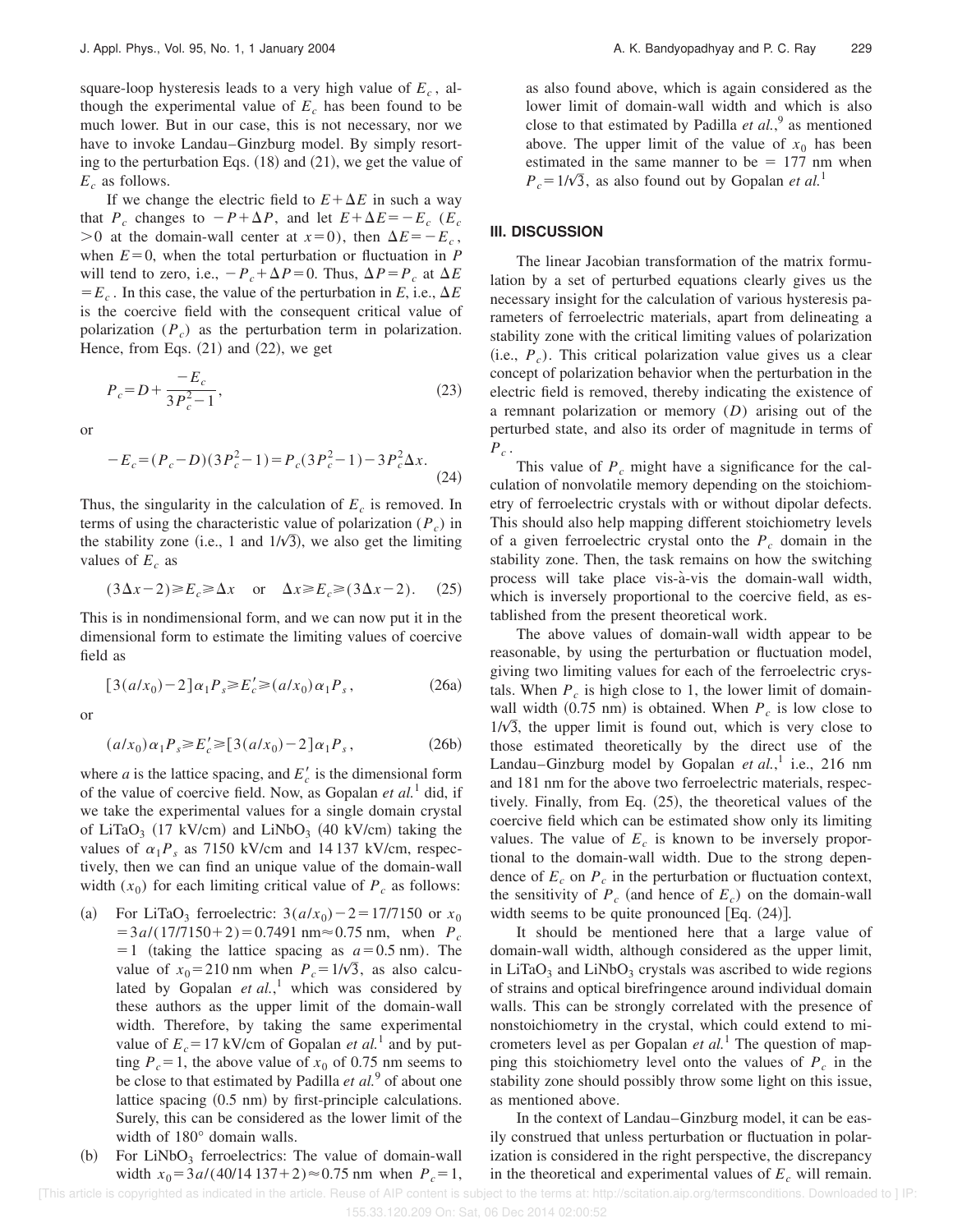square-loop hysteresis leads to a very high value of $E_c$, although the experimental value of $E_c$ has been found to be much lower. But in our case, this is not necessary, nor we have to invoke Landau–Ginzburg model. By simply resorting to the perturbation Eqs. (18) and (21), we get the value of $E_c$ as follows.

If we change the electric field to $E+\Delta E$ in such a way that $P_c$ changes to $-P+\Delta P$, and let $E+\Delta E=-E_c$ ($E_c>0$ at the domain-wall center at $x=0$), then $\Delta E=-E_c$, when $E=0$, when the total perturbation or fluctuation in $P$ will tend to zero, i.e., $-P_c+\Delta P=0$. Thus, $\Delta P=P_c$ at $\Delta E=E_c$. In this case, the value of the perturbation in $E$, i.e., $\Delta E$ is the coercive field with the consequent critical value of polarization ($P_c$) as the perturbation term in polarization. Hence, from Eqs. (21) and (22), we get

$$P_c=D+\frac{-E_c}{3P_c^2-1}, \tag{23}$$

or

$$-E_c=(P_c-D)(3P_c^2-1)=P_c(3P_c^2-1)-3P_c^2\Delta x. \tag{24}$$

Thus, the singularity in the calculation of $E_c$ is removed. In terms of using the characteristic value of polarization ($P_c$) in the stability zone (i.e., 1 and $1/\sqrt{3}$), we also get the limiting values of $E_c$ as

$$(3\Delta x-2)\geqslant E_c\geqslant \Delta x \quad \text{or} \quad \Delta x\geqslant E_c\geqslant(3\Delta x-2). \tag{25}$$

This is in nondimensional form, and we can now put it in the dimensional form to estimate the limiting values of coercive field as

$$[3(a/x_0)-2]\alpha_1 P_s\geqslant E_c'\geqslant(a/x_0)\alpha_1 P_s, \tag{26a}$$

or

$$(a/x_0)\alpha_1 P_s\geqslant E_c'\geqslant[3(a/x_0)-2]\alpha_1 P_s, \tag{26b}$$

where $a$ is the lattice spacing, and $E_c'$ is the dimensional form of the value of coercive field. Now, as Gopalan *et al.*[1] did, if we take the experimental values for a single domain crystal of $LiTaO_3$ (17 kV/cm) and $LiNbO_3$ (40 kV/cm) taking the values of $\alpha_1 P_s$ as 7150 kV/cm and 14 137 kV/cm, respectively, then we can find an unique value of the domain-wall width ($x_0$) for each limiting critical value of $P_c$ as follows:

(a) For $LiTaO_3$ ferroelectric: $3(a/x_0)-2=17/7150$ or $x_0=3a/(17/7150+2)=0.7491$ nm$\approx$0.75 nm, when $P_c=1$ (taking the lattice spacing as $a=0.5$ nm). The value of $x_0=210$ nm when $P_c=1/\sqrt{3}$, as also calculated by Gopalan *et al.*,[1] which was considered by these authors as the upper limit of the domain-wall width. Therefore, by taking the same experimental value of $E_c=17$ kV/cm of Gopalan *et al.*[1] and by putting $P_c=1$, the above value of $x_0$ of 0.75 nm seems to be close to that estimated by Padilla *et al.*[9] of about one lattice spacing (0.5 nm) by first-principle calculations. Surely, this can be considered as the lower limit of the width of 180° domain walls.

(b) For $LiNbO_3$ ferroelectrics: The value of domain-wall width $x_0=3a/(40/14\,137+2)\approx 0.75$ nm when $P_c=1$, as also found above, which is again considered as the lower limit of domain-wall width and which is also close to that estimated by Padilla *et al.*,[9] as mentioned above. The upper limit of the value of $x_0$ has been estimated in the same manner to be $=177$ nm when $P_c=1/\sqrt{3}$, as also found out by Gopalan *et al.*[1]

## III. DISCUSSION

The linear Jacobian transformation of the matrix formulation by a set of perturbed equations clearly gives us the necessary insight for the calculation of various hysteresis parameters of ferroelectric materials, apart from delineating a stability zone with the critical limiting values of polarization (i.e., $P_c$). This critical polarization value gives us a clear concept of polarization behavior when the perturbation in the electric field is removed, thereby indicating the existence of a remnant polarization or memory ($D$) arising out of the perturbed state, and also its order of magnitude in terms of $P_c$.

This value of $P_c$ might have a significance for the calculation of nonvolatile memory depending on the stoichiometry of ferroelectric crystals with or without dipolar defects. This should also help mapping different stoichiometry levels of a given ferroelectric crystal onto the $P_c$ domain in the stability zone. Then, the task remains on how the switching process will take place vis-à-vis the domain-wall width, which is inversely proportional to the coercive field, as established from the present theoretical work.

The above values of domain-wall width appear to be reasonable, by using the perturbation or fluctuation model, giving two limiting values for each of the ferroelectric crystals. When $P_c$ is high close to 1, the lower limit of domain-wall width (0.75 nm) is obtained. When $P_c$ is low close to $1/\sqrt{3}$, the upper limit is found out, which is very close to those estimated theoretically by the direct use of the Landau–Ginzburg model by Gopalan *et al.*,[1] i.e., 216 nm and 181 nm for the above two ferroelectric materials, respectively. Finally, from Eq. (25), the theoretical values of the coercive field which can be estimated show only its limiting values. The value of $E_c$ is known to be inversely proportional to the domain-wall width. Due to the strong dependence of $E_c$ on $P_c$ in the perturbation or fluctuation context, the sensitivity of $P_c$ (and hence of $E_c$) on the domain-wall width seems to be quite pronounced [Eq. (24)].

It should be mentioned here that a large value of domain-wall width, although considered as the upper limit, in $LiTaO_3$ and $LiNbO_3$ crystals was ascribed to wide regions of strains and optical birefringence around individual domain walls. This can be strongly correlated with the presence of nonstoichiometry in the crystal, which could extend to micrometers level as per Gopalan *et al.*[1] The question of mapping this stoichiometry level onto the values of $P_c$ in the stability zone should possibly throw some light on this issue, as mentioned above.

In the context of Landau–Ginzburg model, it can be easily construed that unless perturbation or fluctuation in polarization is considered in the right perspective, the discrepancy in the theoretical and experimental values of $E_c$ will remain.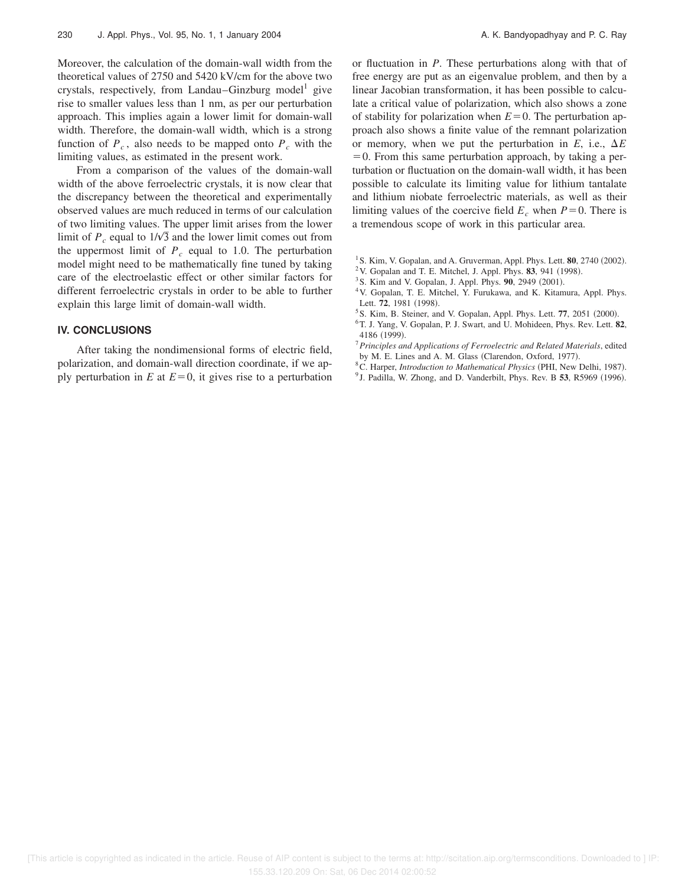Moreover, the calculation of the domain-wall width from the theoretical values of 2750 and 5420 kV/cm for the above two crystals, respectively, from Landau–Ginzburg model[1] give rise to smaller values less than 1 nm, as per our perturbation approach. This implies again a lower limit for domain-wall width. Therefore, the domain-wall width, which is a strong function of $P_c$, also needs to be mapped onto $P_c$ with the limiting values, as estimated in the present work.

From a comparison of the values of the domain-wall width of the above ferroelectric crystals, it is now clear that the discrepancy between the theoretical and experimentally observed values are much reduced in terms of our calculation of two limiting values. The upper limit arises from the lower limit of $P_c$ equal to $1/\sqrt{3}$ and the lower limit comes out from the uppermost limit of $P_c$ equal to 1.0. The perturbation model might need to be mathematically fine tuned by taking care of the electroelastic effect or other similar factors for different ferroelectric crystals in order to be able to further explain this large limit of domain-wall width.

## IV. CONCLUSIONS

After taking the nondimensional forms of electric field, polarization, and domain-wall direction coordinate, if we apply perturbation in $E$ at $E=0$, it gives rise to a perturbation or fluctuation in $P$. These perturbations along with that of free energy are put as an eigenvalue problem, and then by a linear Jacobian transformation, it has been possible to calculate a critical value of polarization, which also shows a zone of stability for polarization when $E=0$. The perturbation approach also shows a finite value of the remnant polarization or memory, when we put the perturbation in $E$, i.e., $\Delta E = 0$. From this same perturbation approach, by taking a perturbation or fluctuation on the domain-wall width, it has been possible to calculate its limiting value for lithium tantalate and lithium niobate ferroelectric materials, as well as their limiting values of the coercive field $E_c$ when $P=0$. There is a tremendous scope of work in this particular area.

[1] S. Kim, V. Gopalan, and A. Gruverman, Appl. Phys. Lett. **80**, 2740 (2002).
[2] V. Gopalan and T. E. Mitchel, J. Appl. Phys. **83**, 941 (1998).
[3] S. Kim and V. Gopalan, J. Appl. Phys. **90**, 2949 (2001).
[4] V. Gopalan, T. E. Mitchel, Y. Furukawa, and K. Kitamura, Appl. Phys. Lett. **72**, 1981 (1998).
[5] S. Kim, B. Steiner, and V. Gopalan, Appl. Phys. Lett. **77**, 2051 (2000).
[6] T. J. Yang, V. Gopalan, P. J. Swart, and U. Mohideen, Phys. Rev. Lett. **82**, 4186 (1999).
[7] *Principles and Applications of Ferroelectric and Related Materials*, edited by M. E. Lines and A. M. Glass (Clarendon, Oxford, 1977).
[8] C. Harper, *Introduction to Mathematical Physics* (PHI, New Delhi, 1987).
[9] J. Padilla, W. Zhong, and D. Vanderbilt, Phys. Rev. B **53**, R5969 (1996).